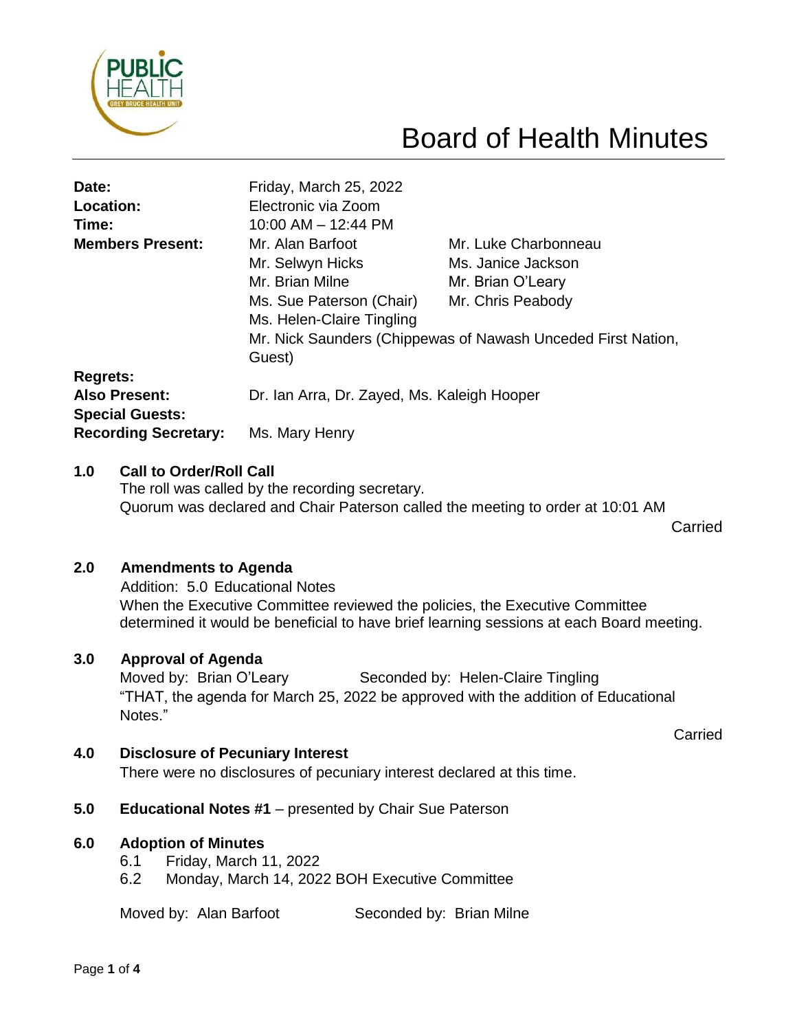# Board of Health Minutes

| | | |
|---|---|---|
| **Date:** | Friday, March 25, 2022 | |
| **Location:** | Electronic via Zoom | |
| **Time:** | 10:00 AM – 12:44 PM | |
| **Members Present:** | Mr. Alan Barfoot | Mr. Luke Charbonneau |
| | Mr. Selwyn Hicks | Ms. Janice Jackson |
| | Mr. Brian Milne | Mr. Brian O'Leary |
| | Ms. Sue Paterson (Chair) | Mr. Chris Peabody |
| | Ms. Helen-Claire Tingling | |
| | Mr. Nick Saunders (Chippewas of Nawash Unceded First Nation, Guest) | |
| **Regrets:** | | |
| **Also Present:** | Dr. Ian Arra, Dr. Zayed, Ms. Kaleigh Hooper | |
| **Special Guests:** | | |
| **Recording Secretary:** | Ms. Mary Henry | |

**1.0 Call to Order/Roll Call**

The roll was called by the recording secretary.
Quorum was declared and Chair Paterson called the meeting to order at 10:01 AM

Carried

**2.0 Amendments to Agenda**

Addition: 5.0 Educational Notes
When the Executive Committee reviewed the policies, the Executive Committee determined it would be beneficial to have brief learning sessions at each Board meeting.

**3.0 Approval of Agenda**

Moved by: Brian O'Leary Seconded by: Helen-Claire Tingling
"THAT, the agenda for March 25, 2022 be approved with the addition of Educational Notes."

Carried

**4.0 Disclosure of Pecuniary Interest**

There were no disclosures of pecuniary interest declared at this time.

**5.0 Educational Notes #1** – presented by Chair Sue Paterson

**6.0 Adoption of Minutes**

6.1 Friday, March 11, 2022
6.2 Monday, March 14, 2022 BOH Executive Committee

Moved by: Alan Barfoot Seconded by: Brian Milne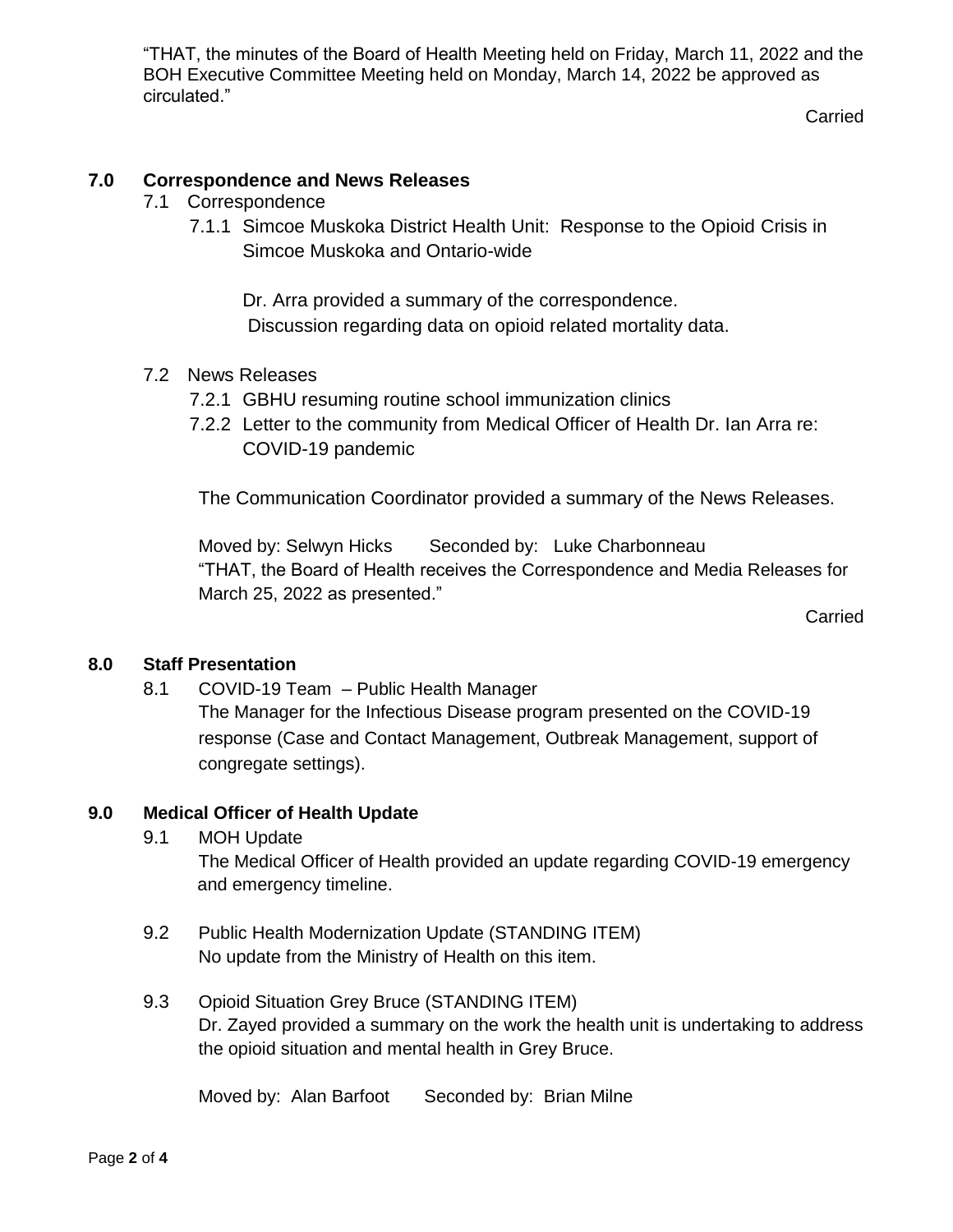"THAT, the minutes of the Board of Health Meeting held on Friday, March 11, 2022 and the BOH Executive Committee Meeting held on Monday, March 14, 2022 be approved as circulated."

Carried

## 7.0 Correspondence and News Releases

7.1 Correspondence

7.1.1 Simcoe Muskoka District Health Unit: Response to the Opioid Crisis in Simcoe Muskoka and Ontario-wide

Dr. Arra provided a summary of the correspondence.
Discussion regarding data on opioid related mortality data.

7.2 News Releases

7.2.1 GBHU resuming routine school immunization clinics

7.2.2 Letter to the community from Medical Officer of Health Dr. Ian Arra re: COVID-19 pandemic

The Communication Coordinator provided a summary of the News Releases.

Moved by: Selwyn Hicks Seconded by: Luke Charbonneau
"THAT, the Board of Health receives the Correspondence and Media Releases for March 25, 2022 as presented."

Carried

## 8.0 Staff Presentation

8.1 COVID-19 Team – Public Health Manager
The Manager for the Infectious Disease program presented on the COVID-19 response (Case and Contact Management, Outbreak Management, support of congregate settings).

## 9.0 Medical Officer of Health Update

9.1 MOH Update
The Medical Officer of Health provided an update regarding COVID-19 emergency and emergency timeline.

9.2 Public Health Modernization Update (STANDING ITEM)
No update from the Ministry of Health on this item.

9.3 Opioid Situation Grey Bruce (STANDING ITEM)
Dr. Zayed provided a summary on the work the health unit is undertaking to address the opioid situation and mental health in Grey Bruce.

Moved by: Alan Barfoot Seconded by: Brian Milne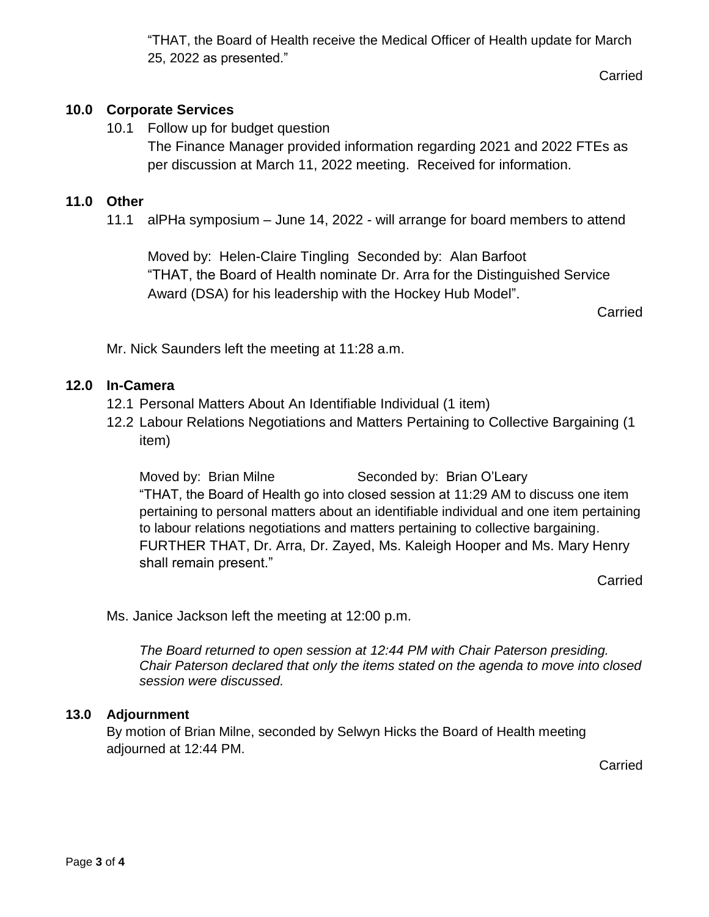"THAT, the Board of Health receive the Medical Officer of Health update for March 25, 2022 as presented."

Carried

## 10.0 Corporate Services

10.1 Follow up for budget question

The Finance Manager provided information regarding 2021 and 2022 FTEs as per discussion at March 11, 2022 meeting. Received for information.

## 11.0 Other

11.1 alPHa symposium – June 14, 2022 - will arrange for board members to attend

Moved by: Helen-Claire Tingling Seconded by: Alan Barfoot

"THAT, the Board of Health nominate Dr. Arra for the Distinguished Service Award (DSA) for his leadership with the Hockey Hub Model".

Carried

Mr. Nick Saunders left the meeting at 11:28 a.m.

## 12.0 In-Camera

12.1 Personal Matters About An Identifiable Individual (1 item)

12.2 Labour Relations Negotiations and Matters Pertaining to Collective Bargaining (1 item)

Moved by: Brian Milne Seconded by: Brian O'Leary

"THAT, the Board of Health go into closed session at 11:29 AM to discuss one item pertaining to personal matters about an identifiable individual and one item pertaining to labour relations negotiations and matters pertaining to collective bargaining. FURTHER THAT, Dr. Arra, Dr. Zayed, Ms. Kaleigh Hooper and Ms. Mary Henry shall remain present."

Carried

Ms. Janice Jackson left the meeting at 12:00 p.m.

*The Board returned to open session at 12:44 PM with Chair Paterson presiding. Chair Paterson declared that only the items stated on the agenda to move into closed session were discussed.*

## 13.0 Adjournment

By motion of Brian Milne, seconded by Selwyn Hicks the Board of Health meeting adjourned at 12:44 PM.

Carried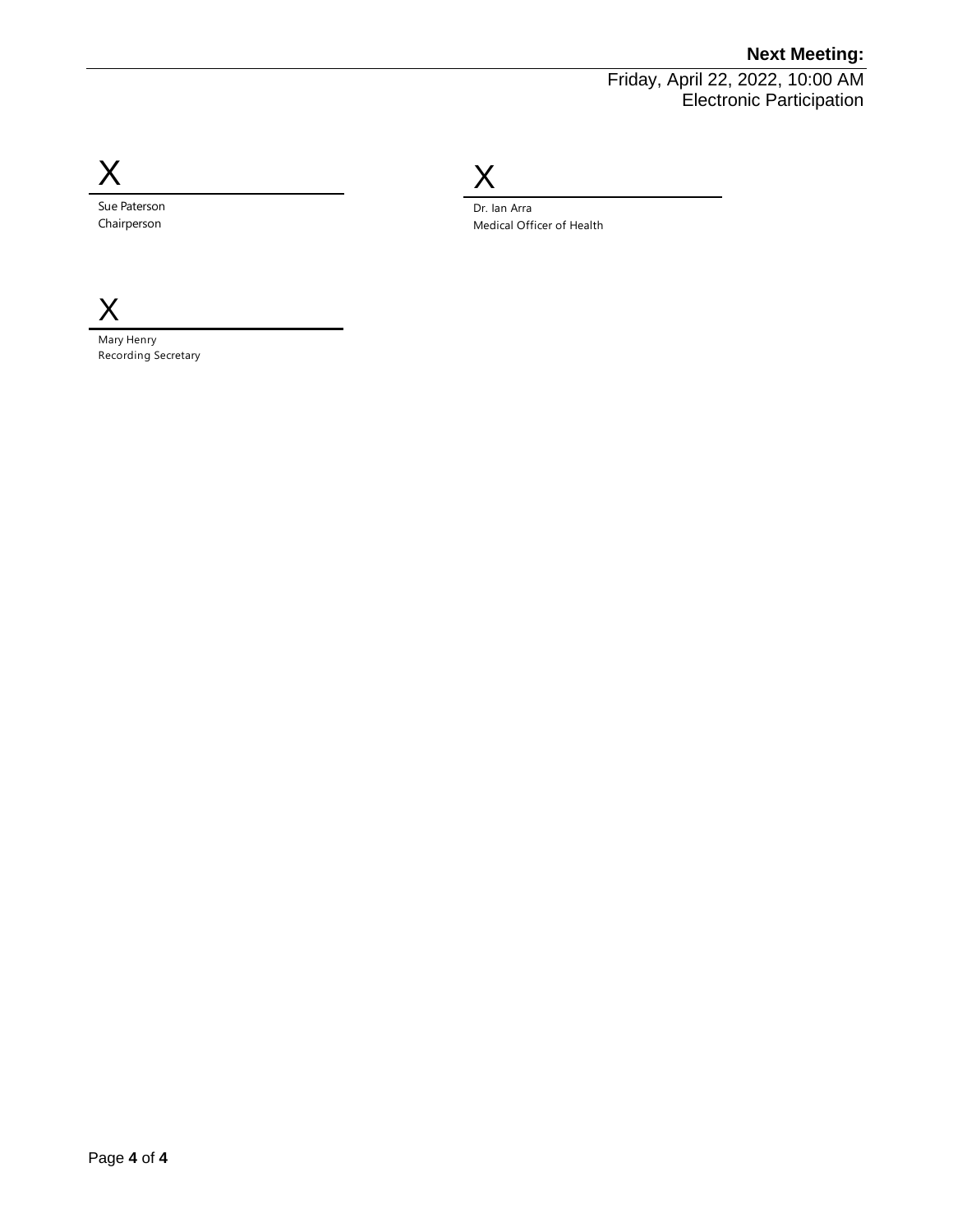**Next Meeting:**

Friday, April 22, 2022, 10:00 AM
Electronic Participation

X

Sue Paterson
Chairperson

X

Dr. Ian Arra
Medical Officer of Health

X

Mary Henry
Recording Secretary